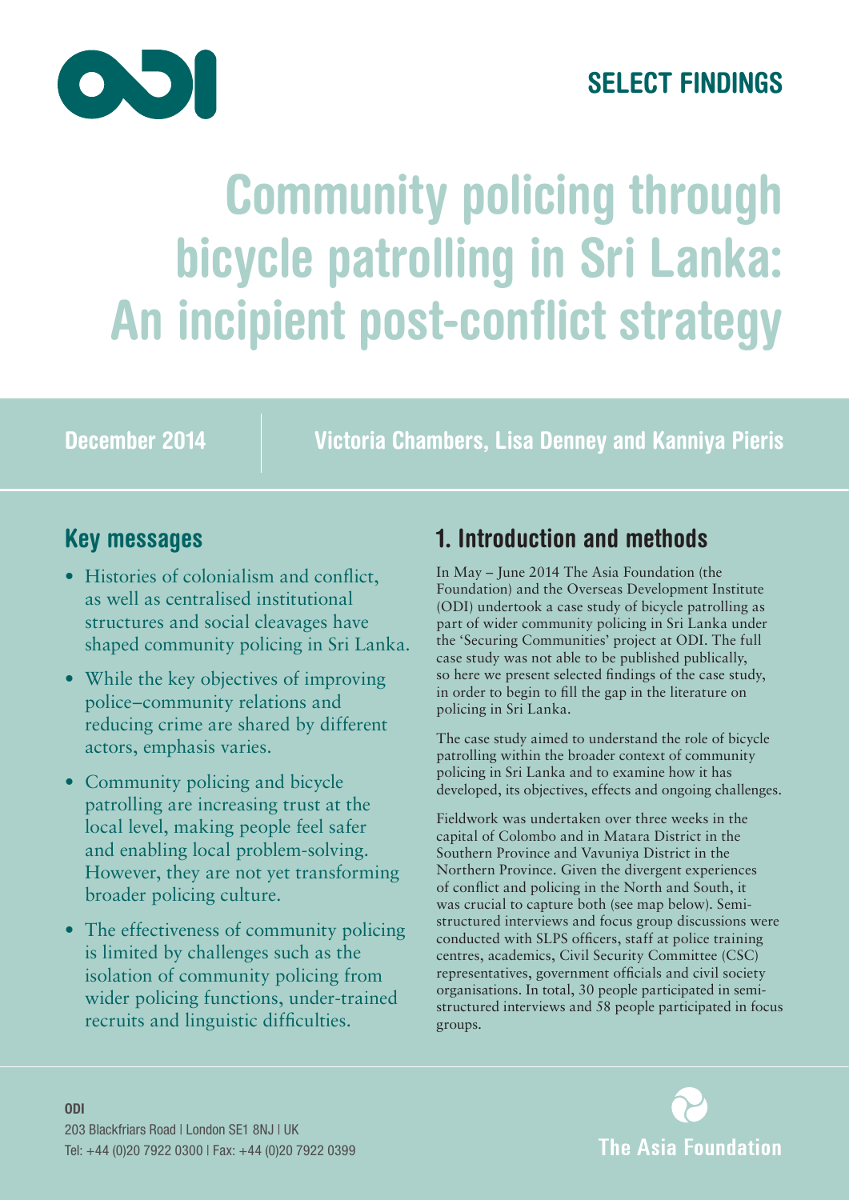SELECT FINDINGS

# Community policing through bicycle patrolling in Sri Lanka: An incipient post-conflict strategy

December 2014

Victoria Chambers, Lisa Denney and Kanniya Pieris

## Key messages

- Histories of colonialism and conflict, as well as centralised institutional structures and social cleavages have shaped community policing in Sri Lanka.
- While the key objectives of improving police–community relations and reducing crime are shared by different actors, emphasis varies.
- Community policing and bicycle patrolling are increasing trust at the local level, making people feel safer and enabling local problem-solving. However, they are not yet transforming broader policing culture.
- The effectiveness of community policing is limited by challenges such as the isolation of community policing from wider policing functions, under-trained recruits and linguistic difficulties.

## 1. Introduction and methods

In May – June 2014 The Asia Foundation (the Foundation) and the Overseas Development Institute (ODI) undertook a case study of bicycle patrolling as part of wider community policing in Sri Lanka under the 'Securing Communities' project at ODI. The full case study was not able to be published publically, so here we present selected findings of the case study, in order to begin to fill the gap in the literature on policing in Sri Lanka.

The case study aimed to understand the role of bicycle patrolling within the broader context of community policing in Sri Lanka and to examine how it has developed, its objectives, effects and ongoing challenges.

Fieldwork was undertaken over three weeks in the capital of Colombo and in Matara District in the Southern Province and Vavuniya District in the Northern Province. Given the divergent experiences of conflict and policing in the North and South, it was crucial to capture both (see map below). Semi-structured interviews and focus group discussions were conducted with SLPS officers, staff at police training centres, academics, Civil Security Committee (CSC) representatives, government officials and civil society organisations. In total, 30 people participated in semi-structured interviews and 58 people participated in focus groups.

**ODI**
203 Blackfriars Road | London SE1 8NJ | UK
Tel: +44 (0)20 7922 0300 | Fax: +44 (0)20 7922 0399

The Asia Foundation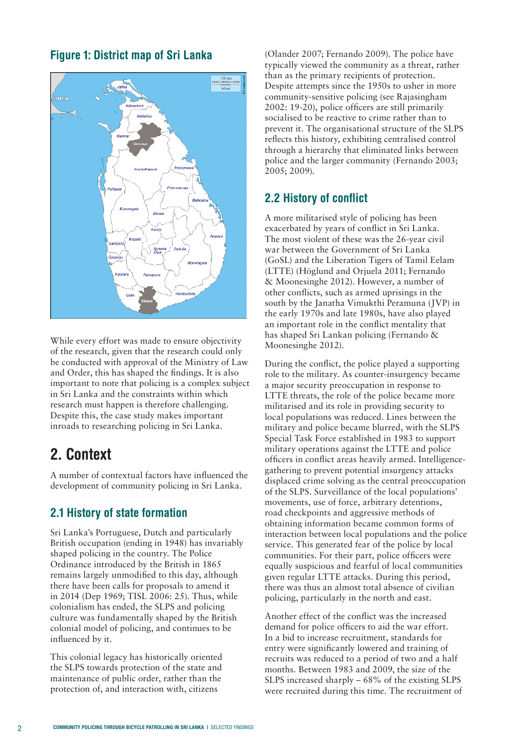## Figure 1: District map of Sri Lanka

While every effort was made to ensure objectivity of the research, given that the research could only be conducted with approval of the Ministry of Law and Order, this has shaped the findings. It is also important to note that policing is a complex subject in Sri Lanka and the constraints within which research must happen is therefore challenging. Despite this, the case study makes important inroads to researching policing in Sri Lanka.

# 2. Context

A number of contextual factors have influenced the development of community policing in Sri Lanka.

## 2.1 History of state formation

Sri Lanka's Portuguese, Dutch and particularly British occupation (ending in 1948) has invariably shaped policing in the country. The Police Ordinance introduced by the British in 1865 remains largely unmodified to this day, although there have been calls for proposals to amend it in 2014 (Dep 1969; TISL 2006: 25). Thus, while colonialism has ended, the SLPS and policing culture was fundamentally shaped by the British colonial model of policing, and continues to be influenced by it.

This colonial legacy has historically oriented the SLPS towards protection of the state and maintenance of public order, rather than the protection of, and interaction with, citizens (Olander 2007; Fernando 2009). The police have typically viewed the community as a threat, rather than as the primary recipients of protection. Despite attempts since the 1950s to usher in more community-sensitive policing (see Rajasingham 2002: 19-20), police officers are still primarily socialised to be reactive to crime rather than to prevent it. The organisational structure of the SLPS reflects this history, exhibiting centralised control through a hierarchy that eliminated links between police and the larger community (Fernando 2003; 2005; 2009).

## 2.2 History of conflict

A more militarised style of policing has been exacerbated by years of conflict in Sri Lanka. The most violent of these was the 26-year civil war between the Government of Sri Lanka (GoSL) and the Liberation Tigers of Tamil Eelam (LTTE) (Höglund and Orjuela 2011; Fernando & Moonesinghe 2012). However, a number of other conflicts, such as armed uprisings in the south by the Janatha Vimukthi Peramuna (JVP) in the early 1970s and late 1980s, have also played an important role in the conflict mentality that has shaped Sri Lankan policing (Fernando & Moonesinghe 2012).

During the conflict, the police played a supporting role to the military. As counter-insurgency became a major security preoccupation in response to LTTE threats, the role of the police became more militarised and its role in providing security to local populations was reduced. Lines between the military and police became blurred, with the SLPS Special Task Force established in 1983 to support military operations against the LTTE and police officers in conflict areas heavily armed. Intelligence-gathering to prevent potential insurgency attacks displaced crime solving as the central preoccupation of the SLPS. Surveillance of the local populations' movements, use of force, arbitrary detentions, road checkpoints and aggressive methods of obtaining information became common forms of interaction between local populations and the police service. This generated fear of the police by local communities. For their part, police officers were equally suspicious and fearful of local communities given regular LTTE attacks. During this period, there was thus an almost total absence of civilian policing, particularly in the north and east.

Another effect of the conflict was the increased demand for police officers to aid the war effort. In a bid to increase recruitment, standards for entry were significantly lowered and training of recruits was reduced to a period of two and a half months. Between 1983 and 2009, the size of the SLPS increased sharply – 68% of the existing SLPS were recruited during this time. The recruitment of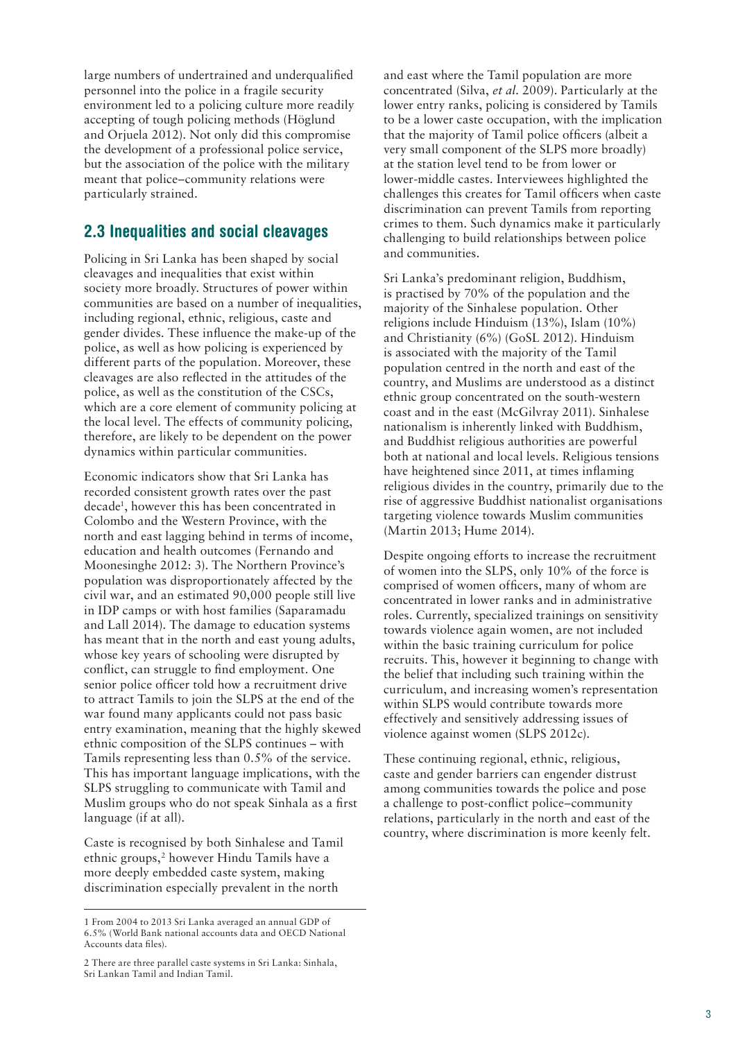large numbers of undertrained and underqualified personnel into the police in a fragile security environment led to a policing culture more readily accepting of tough policing methods (Höglund and Orjuela 2012). Not only did this compromise the development of a professional police service, but the association of the police with the military meant that police–community relations were particularly strained.

## 2.3 Inequalities and social cleavages

Policing in Sri Lanka has been shaped by social cleavages and inequalities that exist within society more broadly. Structures of power within communities are based on a number of inequalities, including regional, ethnic, religious, caste and gender divides. These influence the make-up of the police, as well as how policing is experienced by different parts of the population. Moreover, these cleavages are also reflected in the attitudes of the police, as well as the constitution of the CSCs, which are a core element of community policing at the local level. The effects of community policing, therefore, are likely to be dependent on the power dynamics within particular communities.

Economic indicators show that Sri Lanka has recorded consistent growth rates over the past decade[1], however this has been concentrated in Colombo and the Western Province, with the north and east lagging behind in terms of income, education and health outcomes (Fernando and Moonesinghe 2012: 3). The Northern Province's population was disproportionately affected by the civil war, and an estimated 90,000 people still live in IDP camps or with host families (Saparamadu and Lall 2014). The damage to education systems has meant that in the north and east young adults, whose key years of schooling were disrupted by conflict, can struggle to find employment. One senior police officer told how a recruitment drive to attract Tamils to join the SLPS at the end of the war found many applicants could not pass basic entry examination, meaning that the highly skewed ethnic composition of the SLPS continues – with Tamils representing less than 0.5% of the service. This has important language implications, with the SLPS struggling to communicate with Tamil and Muslim groups who do not speak Sinhala as a first language (if at all).

Caste is recognised by both Sinhalese and Tamil ethnic groups,[2] however Hindu Tamils have a more deeply embedded caste system, making discrimination especially prevalent in the north and east where the Tamil population are more concentrated (Silva, *et al.* 2009). Particularly at the lower entry ranks, policing is considered by Tamils to be a lower caste occupation, with the implication that the majority of Tamil police officers (albeit a very small component of the SLPS more broadly) at the station level tend to be from lower or lower-middle castes. Interviewees highlighted the challenges this creates for Tamil officers when caste discrimination can prevent Tamils from reporting crimes to them. Such dynamics make it particularly challenging to build relationships between police and communities.

Sri Lanka's predominant religion, Buddhism, is practised by 70% of the population and the majority of the Sinhalese population. Other religions include Hinduism (13%), Islam (10%) and Christianity (6%) (GoSL 2012). Hinduism is associated with the majority of the Tamil population centred in the north and east of the country, and Muslims are understood as a distinct ethnic group concentrated on the south-western coast and in the east (McGilvray 2011). Sinhalese nationalism is inherently linked with Buddhism, and Buddhist religious authorities are powerful both at national and local levels. Religious tensions have heightened since 2011, at times inflaming religious divides in the country, primarily due to the rise of aggressive Buddhist nationalist organisations targeting violence towards Muslim communities (Martin 2013; Hume 2014).

Despite ongoing efforts to increase the recruitment of women into the SLPS, only 10% of the force is comprised of women officers, many of whom are concentrated in lower ranks and in administrative roles. Currently, specialized trainings on sensitivity towards violence again women, are not included within the basic training curriculum for police recruits. This, however it beginning to change with the belief that including such training within the curriculum, and increasing women's representation within SLPS would contribute towards more effectively and sensitively addressing issues of violence against women (SLPS 2012c).

These continuing regional, ethnic, religious, caste and gender barriers can engender distrust among communities towards the police and pose a challenge to post-conflict police–community relations, particularly in the north and east of the country, where discrimination is more keenly felt.

---

1 From 2004 to 2013 Sri Lanka averaged an annual GDP of 6.5% (World Bank national accounts data and OECD National Accounts data files).

2 There are three parallel caste systems in Sri Lanka: Sinhala, Sri Lankan Tamil and Indian Tamil.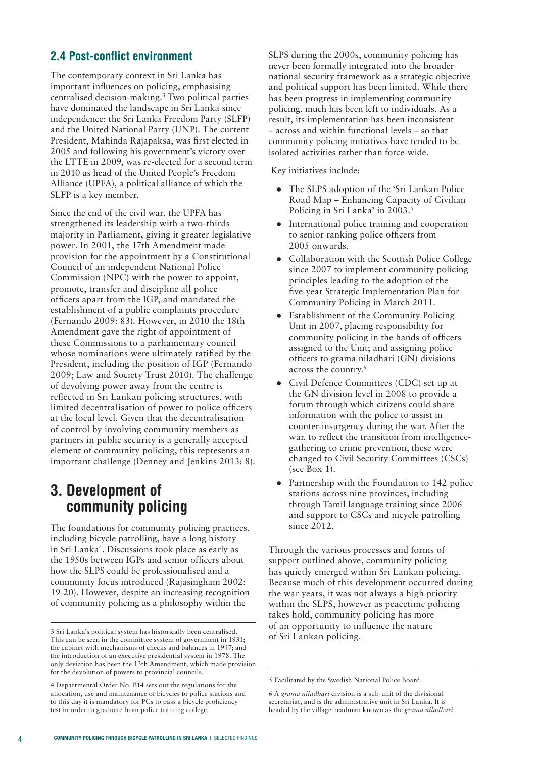## 2.4 Post-conflict environment

The contemporary context in Sri Lanka has important influences on policing, emphasising centralised decision-making.[3] Two political parties have dominated the landscape in Sri Lanka since independence: the Sri Lanka Freedom Party (SLFP) and the United National Party (UNP). The current President, Mahinda Rajapaksa, was first elected in 2005 and following his government's victory over the LTTE in 2009, was re-elected for a second term in 2010 as head of the United People's Freedom Alliance (UPFA), a political alliance of which the SLFP is a key member.

Since the end of the civil war, the UPFA has strengthened its leadership with a two-thirds majority in Parliament, giving it greater legislative power. In 2001, the 17th Amendment made provision for the appointment by a Constitutional Council of an independent National Police Commission (NPC) with the power to appoint, promote, transfer and discipline all police officers apart from the IGP, and mandated the establishment of a public complaints procedure (Fernando 2009: 83). However, in 2010 the 18th Amendment gave the right of appointment of these Commissions to a parliamentary council whose nominations were ultimately ratified by the President, including the position of IGP (Fernando 2009; Law and Society Trust 2010). The challenge of devolving power away from the centre is reflected in Sri Lankan policing structures, with limited decentralisation of power to police officers at the local level. Given that the decentralisation of control by involving community members as partners in public security is a generally accepted element of community policing, this represents an important challenge (Denney and Jenkins 2013: 8).

# 3. Development of community policing

The foundations for community policing practices, including bicycle patrolling, have a long history in Sri Lanka[4]. Discussions took place as early as the 1950s between IGPs and senior officers about how the SLPS could be professionalised and a community focus introduced (Rajasingham 2002: 19-20). However, despite an increasing recognition of community policing as a philosophy within the SLPS during the 2000s, community policing has never been formally integrated into the broader national security framework as a strategic objective and political support has been limited. While there has been progress in implementing community policing, much has been left to individuals. As a result, its implementation has been inconsistent – across and within functional levels – so that community policing initiatives have tended to be isolated activities rather than force-wide.

Key initiatives include:

- The SLPS adoption of the 'Sri Lankan Police Road Map – Enhancing Capacity of Civilian Policing in Sri Lanka' in 2003.[5]
- International police training and cooperation to senior ranking police officers from 2005 onwards.
- Collaboration with the Scottish Police College since 2007 to implement community policing principles leading to the adoption of the five-year Strategic Implementation Plan for Community Policing in March 2011.
- Establishment of the Community Policing Unit in 2007, placing responsibility for community policing in the hands of officers assigned to the Unit; and assigning police officers to grama niladhari (GN) divisions across the country.[6]
- Civil Defence Committees (CDC) set up at the GN division level in 2008 to provide a forum through which citizens could share information with the police to assist in counter-insurgency during the war. After the war, to reflect the transition from intelligence-gathering to crime prevention, these were changed to Civil Security Committees (CSCs) (see Box 1).
- Partnership with the Foundation to 142 police stations across nine provinces, including through Tamil language training since 2006 and support to CSCs and nicycle patrolling since 2012.

Through the various processes and forms of support outlined above, community policing has quietly emerged within Sri Lankan policing. Because much of this development occurred during the war years, it was not always a high priority within the SLPS, however as peacetime policing takes hold, community policing has more of an opportunity to influence the nature of Sri Lankan policing.

---

3 Sri Lanka's political system has historically been centralised. This can be seen in the committee system of government in 1931; the cabinet with mechanisms of checks and balances in 1947; and the introduction of an executive presidential system in 1978. The only deviation has been the 13th Amendment, which made provision for the devolution of powers to provincial councils.

4 Departmental Order No. B14 sets out the regulations for the allocation, use and maintenance of bicycles to police stations and to this day it is mandatory for PCs to pass a bicycle proficiency test in order to graduate from police training college.

5 Facilitated by the Swedish National Police Board.

6 A *grama niladhari* division is a sub-unit of the divisional secretariat, and is the administrative unit in Sri Lanka. It is headed by the village headman known as the *grama niladhari*.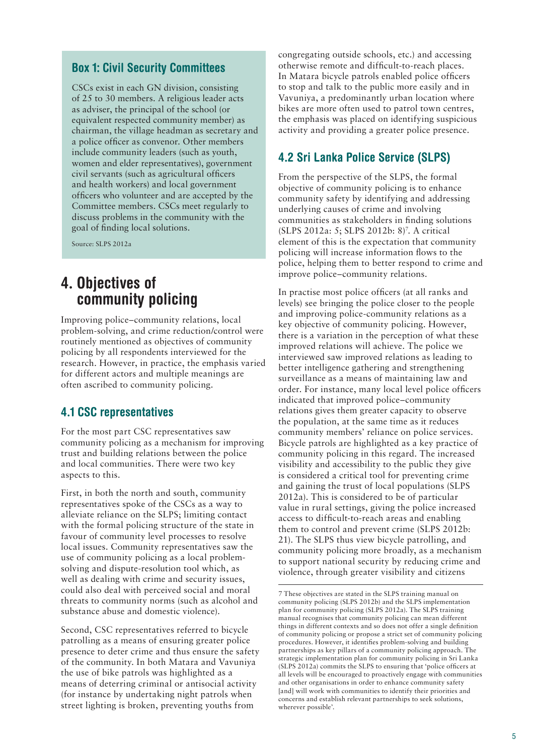### Box 1: Civil Security Committees

CSCs exist in each GN division, consisting of 25 to 30 members. A religious leader acts as adviser, the principal of the school (or equivalent respected community member) as chairman, the village headman as secretary and a police officer as convenor. Other members include community leaders (such as youth, women and elder representatives), government civil servants (such as agricultural officers and health workers) and local government officers who volunteer and are accepted by the Committee members. CSCs meet regularly to discuss problems in the community with the goal of finding local solutions.

Source: SLPS 2012a

# 4. Objectives of community policing

Improving police–community relations, local problem-solving, and crime reduction/control were routinely mentioned as objectives of community policing by all respondents interviewed for the research. However, in practice, the emphasis varied for different actors and multiple meanings are often ascribed to community policing.

## 4.1 CSC representatives

For the most part CSC representatives saw community policing as a mechanism for improving trust and building relations between the police and local communities. There were two key aspects to this.

First, in both the north and south, community representatives spoke of the CSCs as a way to alleviate reliance on the SLPS; limiting contact with the formal policing structure of the state in favour of community level processes to resolve local issues. Community representatives saw the use of community policing as a local problem-solving and dispute-resolution tool which, as well as dealing with crime and security issues, could also deal with perceived social and moral threats to community norms (such as alcohol and substance abuse and domestic violence).

Second, CSC representatives referred to bicycle patrolling as a means of ensuring greater police presence to deter crime and thus ensure the safety of the community. In both Matara and Vavuniya the use of bike patrols was highlighted as a means of deterring criminal or antisocial activity (for instance by undertaking night patrols when street lighting is broken, preventing youths from congregating outside schools, etc.) and accessing otherwise remote and difficult-to-reach places. In Matara bicycle patrols enabled police officers to stop and talk to the public more easily and in Vavuniya, a predominantly urban location where bikes are more often used to patrol town centres, the emphasis was placed on identifying suspicious activity and providing a greater police presence.

## 4.2 Sri Lanka Police Service (SLPS)

From the perspective of the SLPS, the formal objective of community policing is to enhance community safety by identifying and addressing underlying causes of crime and involving communities as stakeholders in finding solutions (SLPS 2012a: 5; SLPS 2012b: 8)[7]. A critical element of this is the expectation that community policing will increase information flows to the police, helping them to better respond to crime and improve police–community relations.

In practise most police officers (at all ranks and levels) see bringing the police closer to the people and improving police-community relations as a key objective of community policing. However, there is a variation in the perception of what these improved relations will achieve. The police we interviewed saw improved relations as leading to better intelligence gathering and strengthening surveillance as a means of maintaining law and order. For instance, many local level police officers indicated that improved police–community relations gives them greater capacity to observe the population, at the same time as it reduces community members' reliance on police services. Bicycle patrols are highlighted as a key practice of community policing in this regard. The increased visibility and accessibility to the public they give is considered a critical tool for preventing crime and gaining the trust of local populations (SLPS 2012a). This is considered to be of particular value in rural settings, giving the police increased access to difficult-to-reach areas and enabling them to control and prevent crime (SLPS 2012b: 21). The SLPS thus view bicycle patrolling, and community policing more broadly, as a mechanism to support national security by reducing crime and violence, through greater visibility and citizens

---

7 These objectives are stated in the SLPS training manual on community policing (SLPS 2012b) and the SLPS implementation plan for community policing (SLPS 2012a). The SLPS training manual recognises that community policing can mean different things in different contexts and so does not offer a single definition of community policing or propose a strict set of community policing procedures. However, it identifies problem-solving and building partnerships as key pillars of a community policing approach. The strategic implementation plan for community policing in Sri Lanka (SLPS 2012a) commits the SLPS to ensuring that 'police officers at all levels will be encouraged to proactively engage with communities and other organisations in order to enhance community safety [and] will work with communities to identify their priorities and concerns and establish relevant partnerships to seek solutions, wherever possible'.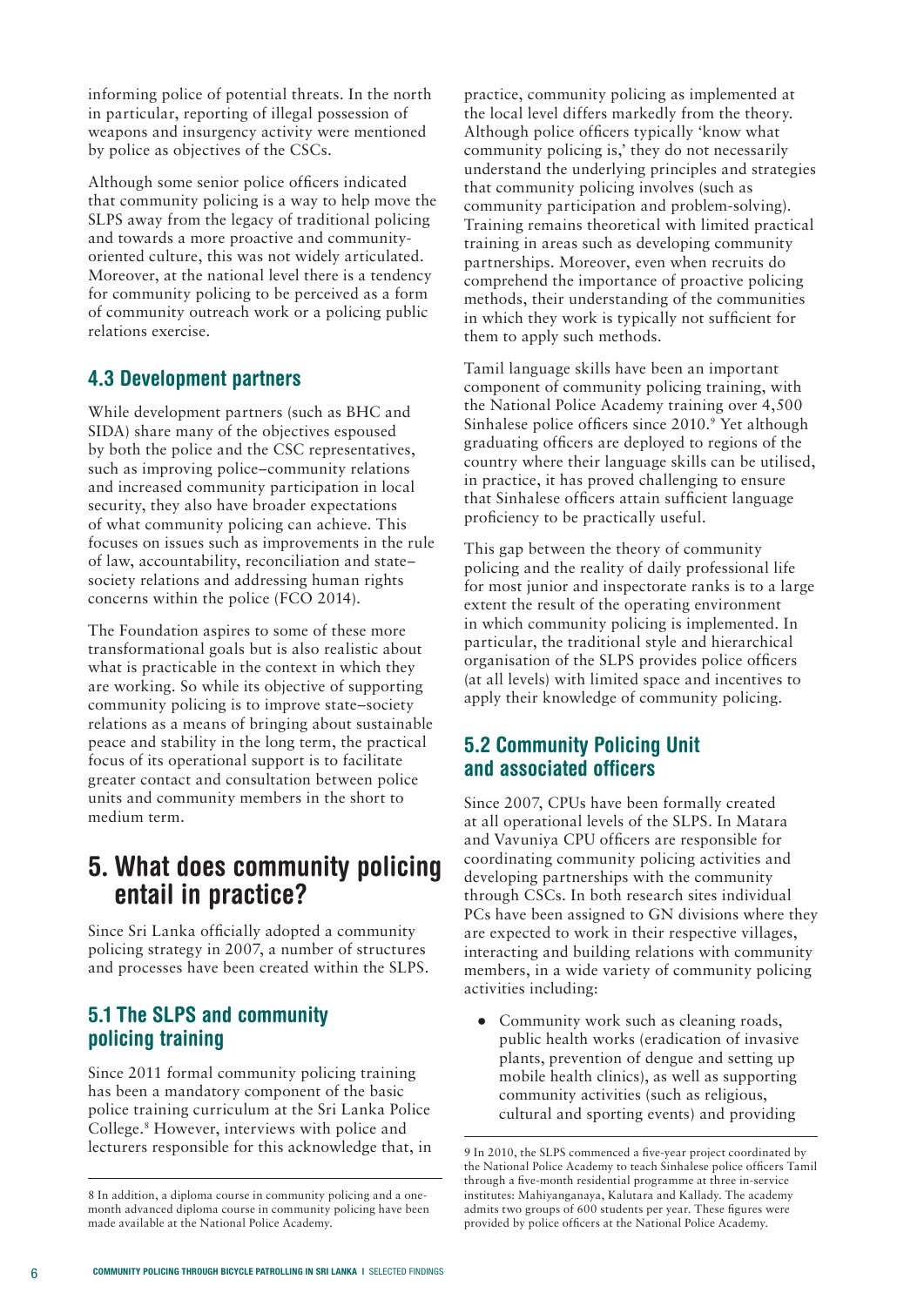informing police of potential threats. In the north in particular, reporting of illegal possession of weapons and insurgency activity were mentioned by police as objectives of the CSCs.

Although some senior police officers indicated that community policing is a way to help move the SLPS away from the legacy of traditional policing and towards a more proactive and community-oriented culture, this was not widely articulated. Moreover, at the national level there is a tendency for community policing to be perceived as a form of community outreach work or a policing public relations exercise.

### 4.3 Development partners

While development partners (such as BHC and SIDA) share many of the objectives espoused by both the police and the CSC representatives, such as improving police–community relations and increased community participation in local security, they also have broader expectations of what community policing can achieve. This focuses on issues such as improvements in the rule of law, accountability, reconciliation and state–society relations and addressing human rights concerns within the police (FCO 2014).

The Foundation aspires to some of these more transformational goals but is also realistic about what is practicable in the context in which they are working. So while its objective of supporting community policing is to improve state–society relations as a means of bringing about sustainable peace and stability in the long term, the practical focus of its operational support is to facilitate greater contact and consultation between police units and community members in the short to medium term.

## 5. What does community policing entail in practice?

Since Sri Lanka officially adopted a community policing strategy in 2007, a number of structures and processes have been created within the SLPS.

### 5.1 The SLPS and community policing training

Since 2011 formal community policing training has been a mandatory component of the basic police training curriculum at the Sri Lanka Police College.[8] However, interviews with police and lecturers responsible for this acknowledge that, in practice, community policing as implemented at the local level differs markedly from the theory. Although police officers typically 'know what community policing is,' they do not necessarily understand the underlying principles and strategies that community policing involves (such as community participation and problem-solving). Training remains theoretical with limited practical training in areas such as developing community partnerships. Moreover, even when recruits do comprehend the importance of proactive policing methods, their understanding of the communities in which they work is typically not sufficient for them to apply such methods.

Tamil language skills have been an important component of community policing training, with the National Police Academy training over 4,500 Sinhalese police officers since 2010.[9] Yet although graduating officers are deployed to regions of the country where their language skills can be utilised, in practice, it has proved challenging to ensure that Sinhalese officers attain sufficient language proficiency to be practically useful.

This gap between the theory of community policing and the reality of daily professional life for most junior and inspectorate ranks is to a large extent the result of the operating environment in which community policing is implemented. In particular, the traditional style and hierarchical organisation of the SLPS provides police officers (at all levels) with limited space and incentives to apply their knowledge of community policing.

### 5.2 Community Policing Unit and associated officers

Since 2007, CPUs have been formally created at all operational levels of the SLPS. In Matara and Vavuniya CPU officers are responsible for coordinating community policing activities and developing partnerships with the community through CSCs. In both research sites individual PCs have been assigned to GN divisions where they are expected to work in their respective villages, interacting and building relations with community members, in a wide variety of community policing activities including:

- Community work such as cleaning roads, public health works (eradication of invasive plants, prevention of dengue and setting up mobile health clinics), as well as supporting community activities (such as religious, cultural and sporting events) and providing

---

8 In addition, a diploma course in community policing and a one-month advanced diploma course in community policing have been made available at the National Police Academy.

9 In 2010, the SLPS commenced a five-year project coordinated by the National Police Academy to teach Sinhalese police officers Tamil through a five-month residential programme at three in-service institutes: Mahiyanganaya, Kalutara and Kallady. The academy admits two groups of 600 students per year. These figures were provided by police officers at the National Police Academy.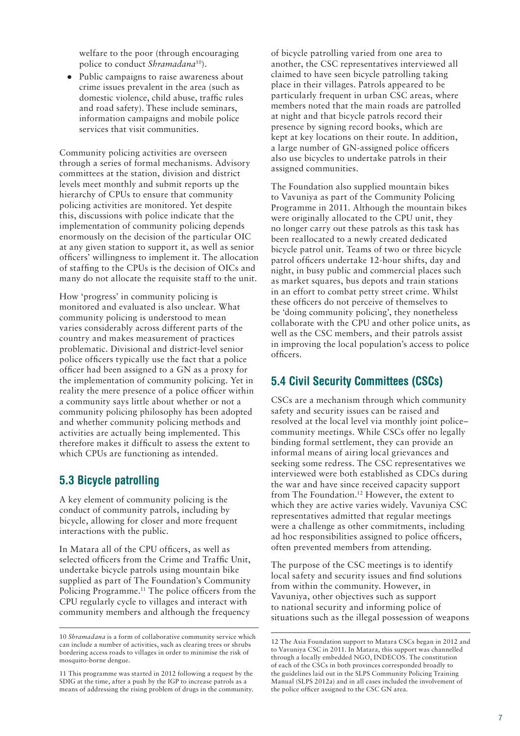welfare to the poor (through encouraging police to conduct *Shramadana*[10]).

- Public campaigns to raise awareness about crime issues prevalent in the area (such as domestic violence, child abuse, traffic rules and road safety). These include seminars, information campaigns and mobile police services that visit communities.

Community policing activities are overseen through a series of formal mechanisms. Advisory committees at the station, division and district levels meet monthly and submit reports up the hierarchy of CPUs to ensure that community policing activities are monitored. Yet despite this, discussions with police indicate that the implementation of community policing depends enormously on the decision of the particular OIC at any given station to support it, as well as senior officers' willingness to implement it. The allocation of staffing to the CPUs is the decision of OICs and many do not allocate the requisite staff to the unit.

How 'progress' in community policing is monitored and evaluated is also unclear. What community policing is understood to mean varies considerably across different parts of the country and makes measurement of practices problematic. Divisional and district-level senior police officers typically use the fact that a police officer had been assigned to a GN as a proxy for the implementation of community policing. Yet in reality the mere presence of a police officer within a community says little about whether or not a community policing philosophy has been adopted and whether community policing methods and activities are actually being implemented. This therefore makes it difficult to assess the extent to which CPUs are functioning as intended.

## 5.3 Bicycle patrolling

A key element of community policing is the conduct of community patrols, including by bicycle, allowing for closer and more frequent interactions with the public.

In Matara all of the CPU officers, as well as selected officers from the Crime and Traffic Unit, undertake bicycle patrols using mountain bike supplied as part of The Foundation's Community Policing Programme.[11] The police officers from the CPU regularly cycle to villages and interact with community members and although the frequency of bicycle patrolling varied from one area to another, the CSC representatives interviewed all claimed to have seen bicycle patrolling taking place in their villages. Patrols appeared to be particularly frequent in urban CSC areas, where members noted that the main roads are patrolled at night and that bicycle patrols record their presence by signing record books, which are kept at key locations on their route. In addition, a large number of GN-assigned police officers also use bicycles to undertake patrols in their assigned communities.

The Foundation also supplied mountain bikes to Vavuniya as part of the Community Policing Programme in 2011. Although the mountain bikes were originally allocated to the CPU unit, they no longer carry out these patrols as this task has been reallocated to a newly created dedicated bicycle patrol unit. Teams of two or three bicycle patrol officers undertake 12-hour shifts, day and night, in busy public and commercial places such as market squares, bus depots and train stations in an effort to combat petty street crime. Whilst these officers do not perceive of themselves to be 'doing community policing', they nonetheless collaborate with the CPU and other police units, as well as the CSC members, and their patrols assist in improving the local population's access to police officers.

## 5.4 Civil Security Committees (CSCs)

CSCs are a mechanism through which community safety and security issues can be raised and resolved at the local level via monthly joint police–community meetings. While CSCs offer no legally binding formal settlement, they can provide an informal means of airing local grievances and seeking some redress. The CSC representatives we interviewed were both established as CDCs during the war and have since received capacity support from The Foundation.[12] However, the extent to which they are active varies widely. Vavuniya CSC representatives admitted that regular meetings were a challenge as other commitments, including ad hoc responsibilities assigned to police officers, often prevented members from attending.

The purpose of the CSC meetings is to identify local safety and security issues and find solutions from within the community. However, in Vavuniya, other objectives such as support to national security and informing police of situations such as the illegal possession of weapons

---

10 *Shramadana* is a form of collaborative community service which can include a number of activities, such as clearing trees or shrubs bordering access roads to villages in order to minimise the risk of mosquito-borne dengue.

11 This programme was started in 2012 following a request by the SDIG at the time, after a push by the IGP to increase patrols as a means of addressing the rising problem of drugs in the community.

12 The Asia Foundation support to Matara CSCs began in 2012 and to Vavuniya CSC in 2011. In Matara, this support was channelled through a locally embedded NGO, INDECOS. The constitution of each of the CSCs in both provinces corresponded broadly to the guidelines laid out in the SLPS Community Policing Training Manual (SLPS 2012a) and in all cases included the involvement of the police officer assigned to the CSC GN area.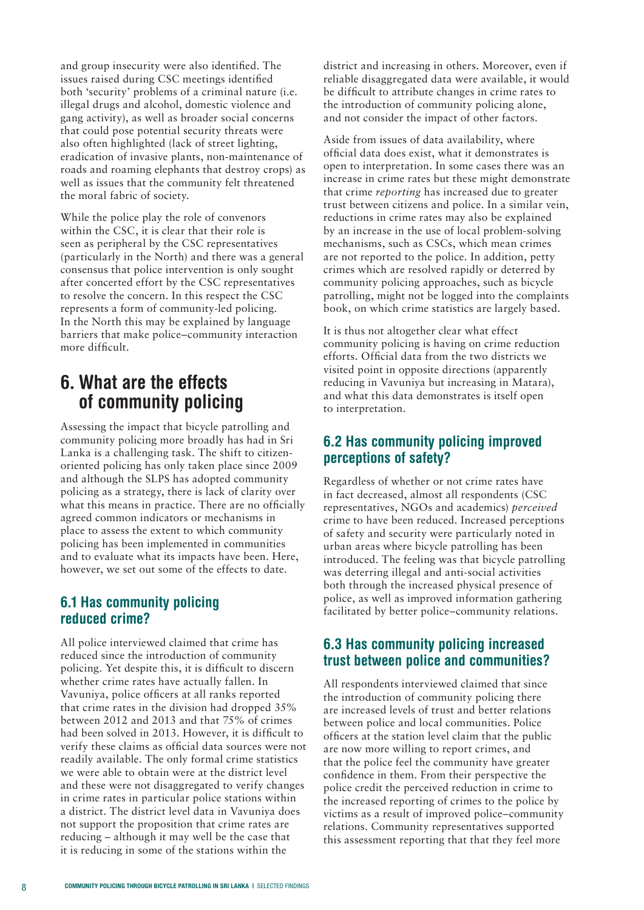and group insecurity were also identified. The issues raised during CSC meetings identified both 'security' problems of a criminal nature (i.e. illegal drugs and alcohol, domestic violence and gang activity), as well as broader social concerns that could pose potential security threats were also often highlighted (lack of street lighting, eradication of invasive plants, non-maintenance of roads and roaming elephants that destroy crops) as well as issues that the community felt threatened the moral fabric of society.

While the police play the role of convenors within the CSC, it is clear that their role is seen as peripheral by the CSC representatives (particularly in the North) and there was a general consensus that police intervention is only sought after concerted effort by the CSC representatives to resolve the concern. In this respect the CSC represents a form of community-led policing. In the North this may be explained by language barriers that make police–community interaction more difficult.

## 6. What are the effects of community policing

Assessing the impact that bicycle patrolling and community policing more broadly has had in Sri Lanka is a challenging task. The shift to citizen-oriented policing has only taken place since 2009 and although the SLPS has adopted community policing as a strategy, there is lack of clarity over what this means in practice. There are no officially agreed common indicators or mechanisms in place to assess the extent to which community policing has been implemented in communities and to evaluate what its impacts have been. Here, however, we set out some of the effects to date.

### 6.1 Has community policing reduced crime?

All police interviewed claimed that crime has reduced since the introduction of community policing. Yet despite this, it is difficult to discern whether crime rates have actually fallen. In Vavuniya, police officers at all ranks reported that crime rates in the division had dropped 35% between 2012 and 2013 and that 75% of crimes had been solved in 2013. However, it is difficult to verify these claims as official data sources were not readily available. The only formal crime statistics we were able to obtain were at the district level and these were not disaggregated to verify changes in crime rates in particular police stations within a district. The district level data in Vavuniya does not support the proposition that crime rates are reducing – although it may well be the case that it is reducing in some of the stations within the district and increasing in others. Moreover, even if reliable disaggregated data were available, it would be difficult to attribute changes in crime rates to the introduction of community policing alone, and not consider the impact of other factors.

Aside from issues of data availability, where official data does exist, what it demonstrates is open to interpretation. In some cases there was an increase in crime rates but these might demonstrate that crime *reporting* has increased due to greater trust between citizens and police. In a similar vein, reductions in crime rates may also be explained by an increase in the use of local problem-solving mechanisms, such as CSCs, which mean crimes are not reported to the police. In addition, petty crimes which are resolved rapidly or deterred by community policing approaches, such as bicycle patrolling, might not be logged into the complaints book, on which crime statistics are largely based.

It is thus not altogether clear what effect community policing is having on crime reduction efforts. Official data from the two districts we visited point in opposite directions (apparently reducing in Vavuniya but increasing in Matara), and what this data demonstrates is itself open to interpretation.

### 6.2 Has community policing improved perceptions of safety?

Regardless of whether or not crime rates have in fact decreased, almost all respondents (CSC representatives, NGOs and academics) *perceived* crime to have been reduced. Increased perceptions of safety and security were particularly noted in urban areas where bicycle patrolling has been introduced. The feeling was that bicycle patrolling was deterring illegal and anti-social activities both through the increased physical presence of police, as well as improved information gathering facilitated by better police–community relations.

### 6.3 Has community policing increased trust between police and communities?

All respondents interviewed claimed that since the introduction of community policing there are increased levels of trust and better relations between police and local communities. Police officers at the station level claim that the public are now more willing to report crimes, and that the police feel the community have greater confidence in them. From their perspective the police credit the perceived reduction in crime to the increased reporting of crimes to the police by victims as a result of improved police–community relations. Community representatives supported this assessment reporting that that they feel more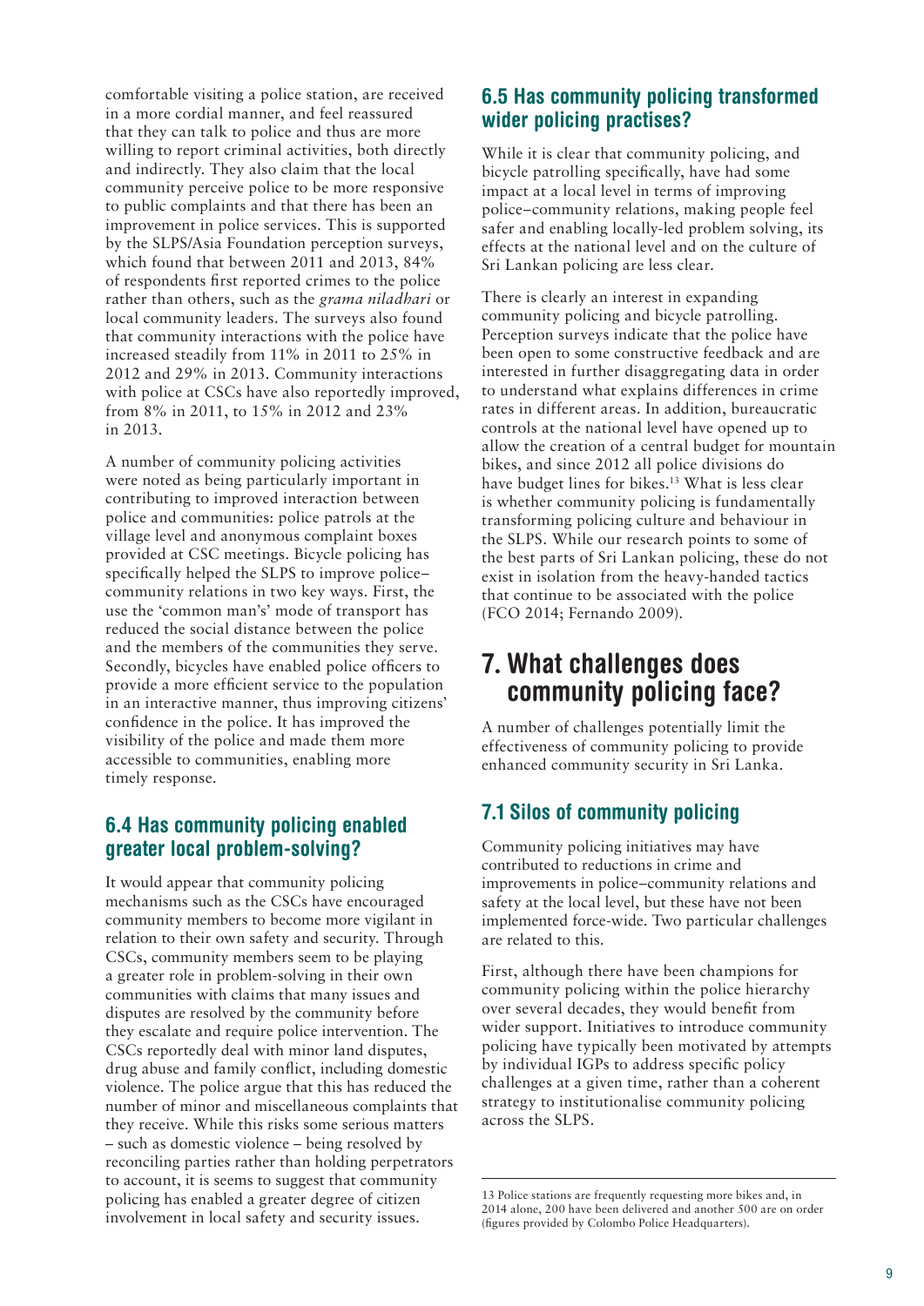comfortable visiting a police station, are received in a more cordial manner, and feel reassured that they can talk to police and thus are more willing to report criminal activities, both directly and indirectly. They also claim that the local community perceive police to be more responsive to public complaints and that there has been an improvement in police services. This is supported by the SLPS/Asia Foundation perception surveys, which found that between 2011 and 2013, 84% of respondents first reported crimes to the police rather than others, such as the *grama niladhari* or local community leaders. The surveys also found that community interactions with the police have increased steadily from 11% in 2011 to 25% in 2012 and 29% in 2013. Community interactions with police at CSCs have also reportedly improved, from 8% in 2011, to 15% in 2012 and 23% in 2013.

A number of community policing activities were noted as being particularly important in contributing to improved interaction between police and communities: police patrols at the village level and anonymous complaint boxes provided at CSC meetings. Bicycle policing has specifically helped the SLPS to improve police–community relations in two key ways. First, the use the 'common man's' mode of transport has reduced the social distance between the police and the members of the communities they serve. Secondly, bicycles have enabled police officers to provide a more efficient service to the population in an interactive manner, thus improving citizens' confidence in the police. It has improved the visibility of the police and made them more accessible to communities, enabling more timely response.

### 6.4 Has community policing enabled greater local problem-solving?

It would appear that community policing mechanisms such as the CSCs have encouraged community members to become more vigilant in relation to their own safety and security. Through CSCs, community members seem to be playing a greater role in problem-solving in their own communities with claims that many issues and disputes are resolved by the community before they escalate and require police intervention. The CSCs reportedly deal with minor land disputes, drug abuse and family conflict, including domestic violence. The police argue that this has reduced the number of minor and miscellaneous complaints that they receive. While this risks some serious matters – such as domestic violence – being resolved by reconciling parties rather than holding perpetrators to account, it is seems to suggest that community policing has enabled a greater degree of citizen involvement in local safety and security issues.

### 6.5 Has community policing transformed wider policing practises?

While it is clear that community policing, and bicycle patrolling specifically, have had some impact at a local level in terms of improving police–community relations, making people feel safer and enabling locally-led problem solving, its effects at the national level and on the culture of Sri Lankan policing are less clear.

There is clearly an interest in expanding community policing and bicycle patrolling. Perception surveys indicate that the police have been open to some constructive feedback and are interested in further disaggregating data in order to understand what explains differences in crime rates in different areas. In addition, bureaucratic controls at the national level have opened up to allow the creation of a central budget for mountain bikes, and since 2012 all police divisions do have budget lines for bikes.[13] What is less clear is whether community policing is fundamentally transforming policing culture and behaviour in the SLPS. While our research points to some of the best parts of Sri Lankan policing, these do not exist in isolation from the heavy-handed tactics that continue to be associated with the police (FCO 2014; Fernando 2009).

## 7. What challenges does community policing face?

A number of challenges potentially limit the effectiveness of community policing to provide enhanced community security in Sri Lanka.

### 7.1 Silos of community policing

Community policing initiatives may have contributed to reductions in crime and improvements in police–community relations and safety at the local level, but these have not been implemented force-wide. Two particular challenges are related to this.

First, although there have been champions for community policing within the police hierarchy over several decades, they would benefit from wider support. Initiatives to introduce community policing have typically been motivated by attempts by individual IGPs to address specific policy challenges at a given time, rather than a coherent strategy to institutionalise community policing across the SLPS.

---

13 Police stations are frequently requesting more bikes and, in 2014 alone, 200 have been delivered and another 500 are on order (figures provided by Colombo Police Headquarters).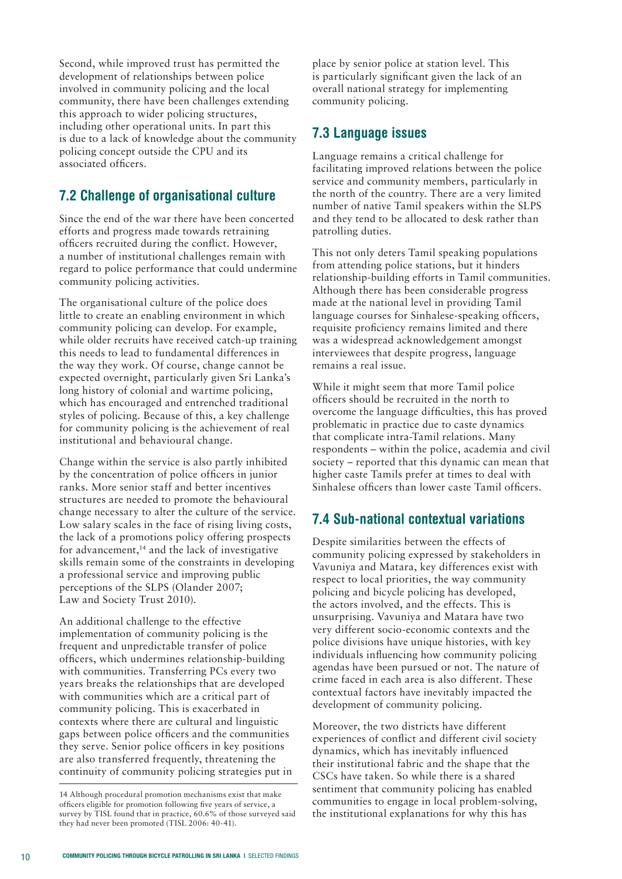Second, while improved trust has permitted the development of relationships between police involved in community policing and the local community, there have been challenges extending this approach to wider policing structures, including other operational units. In part this is due to a lack of knowledge about the community policing concept outside the CPU and its associated officers.

## 7.2 Challenge of organisational culture

Since the end of the war there have been concerted efforts and progress made towards retraining officers recruited during the conflict. However, a number of institutional challenges remain with regard to police performance that could undermine community policing activities.

The organisational culture of the police does little to create an enabling environment in which community policing can develop. For example, while older recruits have received catch-up training this needs to lead to fundamental differences in the way they work. Of course, change cannot be expected overnight, particularly given Sri Lanka's long history of colonial and wartime policing, which has encouraged and entrenched traditional styles of policing. Because of this, a key challenge for community policing is the achievement of real institutional and behavioural change.

Change within the service is also partly inhibited by the concentration of police officers in junior ranks. More senior staff and better incentives structures are needed to promote the behavioural change necessary to alter the culture of the service. Low salary scales in the face of rising living costs, the lack of a promotions policy offering prospects for advancement,[14] and the lack of investigative skills remain some of the constraints in developing a professional service and improving public perceptions of the SLPS (Olander 2007; Law and Society Trust 2010).

An additional challenge to the effective implementation of community policing is the frequent and unpredictable transfer of police officers, which undermines relationship-building with communities. Transferring PCs every two years breaks the relationships that are developed with communities which are a critical part of community policing. This is exacerbated in contexts where there are cultural and linguistic gaps between police officers and the communities they serve. Senior police officers in key positions are also transferred frequently, threatening the continuity of community policing strategies put in place by senior police at station level. This is particularly significant given the lack of an overall national strategy for implementing community policing.

## 7.3 Language issues

Language remains a critical challenge for facilitating improved relations between the police service and community members, particularly in the north of the country. There are a very limited number of native Tamil speakers within the SLPS and they tend to be allocated to desk rather than patrolling duties.

This not only deters Tamil speaking populations from attending police stations, but it hinders relationship-building efforts in Tamil communities. Although there has been considerable progress made at the national level in providing Tamil language courses for Sinhalese-speaking officers, requisite proficiency remains limited and there was a widespread acknowledgement amongst interviewees that despite progress, language remains a real issue.

While it might seem that more Tamil police officers should be recruited in the north to overcome the language difficulties, this has proved problematic in practice due to caste dynamics that complicate intra-Tamil relations. Many respondents – within the police, academia and civil society – reported that this dynamic can mean that higher caste Tamils prefer at times to deal with Sinhalese officers than lower caste Tamil officers.

## 7.4 Sub-national contextual variations

Despite similarities between the effects of community policing expressed by stakeholders in Vavuniya and Matara, key differences exist with respect to local priorities, the way community policing and bicycle policing has developed, the actors involved, and the effects. This is unsurprising. Vavuniya and Matara have two very different socio-economic contexts and the police divisions have unique histories, with key individuals influencing how community policing agendas have been pursued or not. The nature of crime faced in each area is also different. These contextual factors have inevitably impacted the development of community policing.

Moreover, the two districts have different experiences of conflict and different civil society dynamics, which has inevitably influenced their institutional fabric and the shape that the CSCs have taken. So while there is a shared sentiment that community policing has enabled communities to engage in local problem-solving, the institutional explanations for why this has

---

14 Although procedural promotion mechanisms exist that make officers eligible for promotion following five years of service, a survey by TISL found that in practice, 60.6% of those surveyed said they had never been promoted (TISL 2006: 40-41).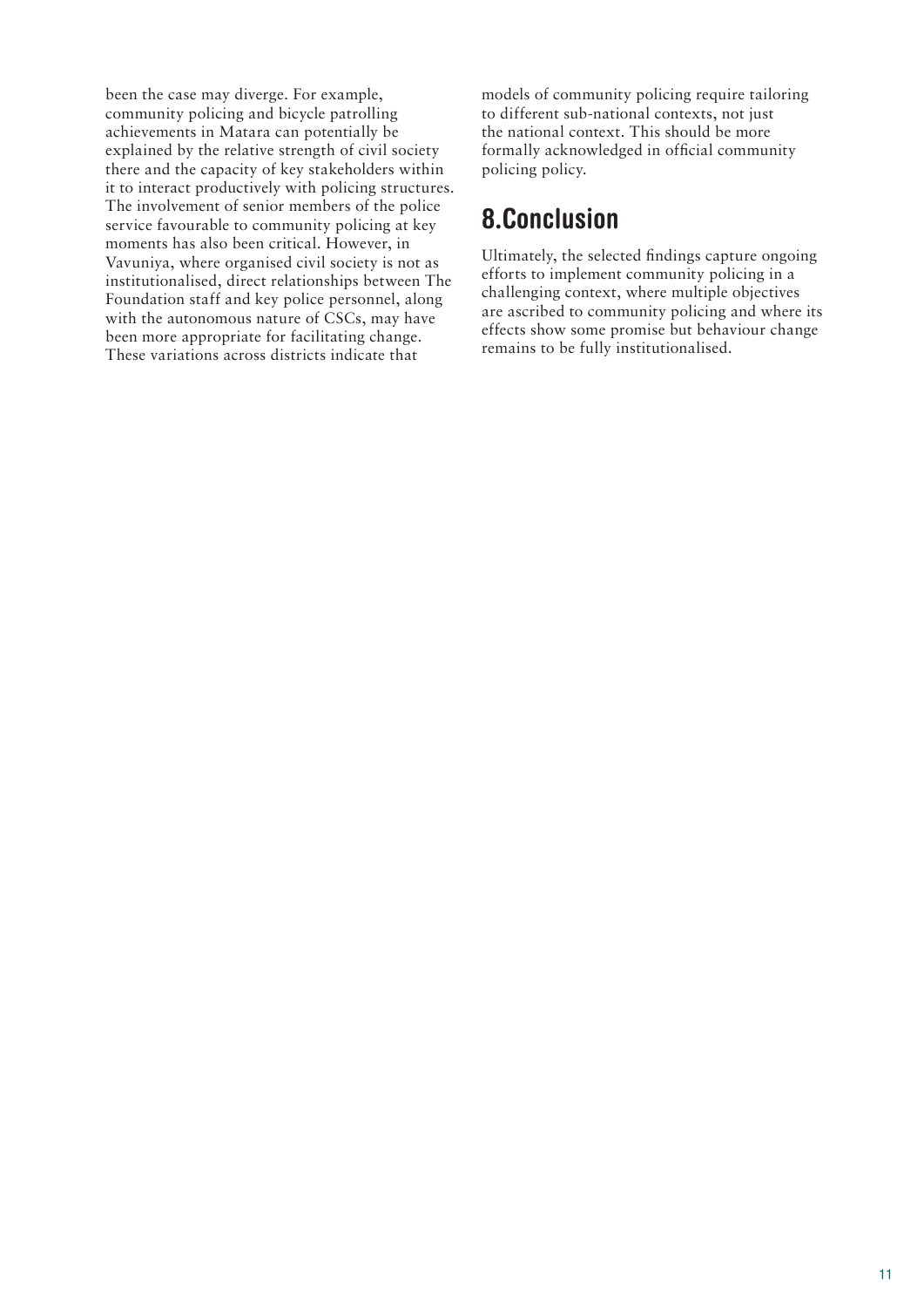been the case may diverge. For example, community policing and bicycle patrolling achievements in Matara can potentially be explained by the relative strength of civil society there and the capacity of key stakeholders within it to interact productively with policing structures. The involvement of senior members of the police service favourable to community policing at key moments has also been critical. However, in Vavuniya, where organised civil society is not as institutionalised, direct relationships between The Foundation staff and key police personnel, along with the autonomous nature of CSCs, may have been more appropriate for facilitating change. These variations across districts indicate that models of community policing require tailoring to different sub-national contexts, not just the national context. This should be more formally acknowledged in official community policing policy.

## 8.Conclusion

Ultimately, the selected findings capture ongoing efforts to implement community policing in a challenging context, where multiple objectives are ascribed to community policing and where its effects show some promise but behaviour change remains to be fully institutionalised.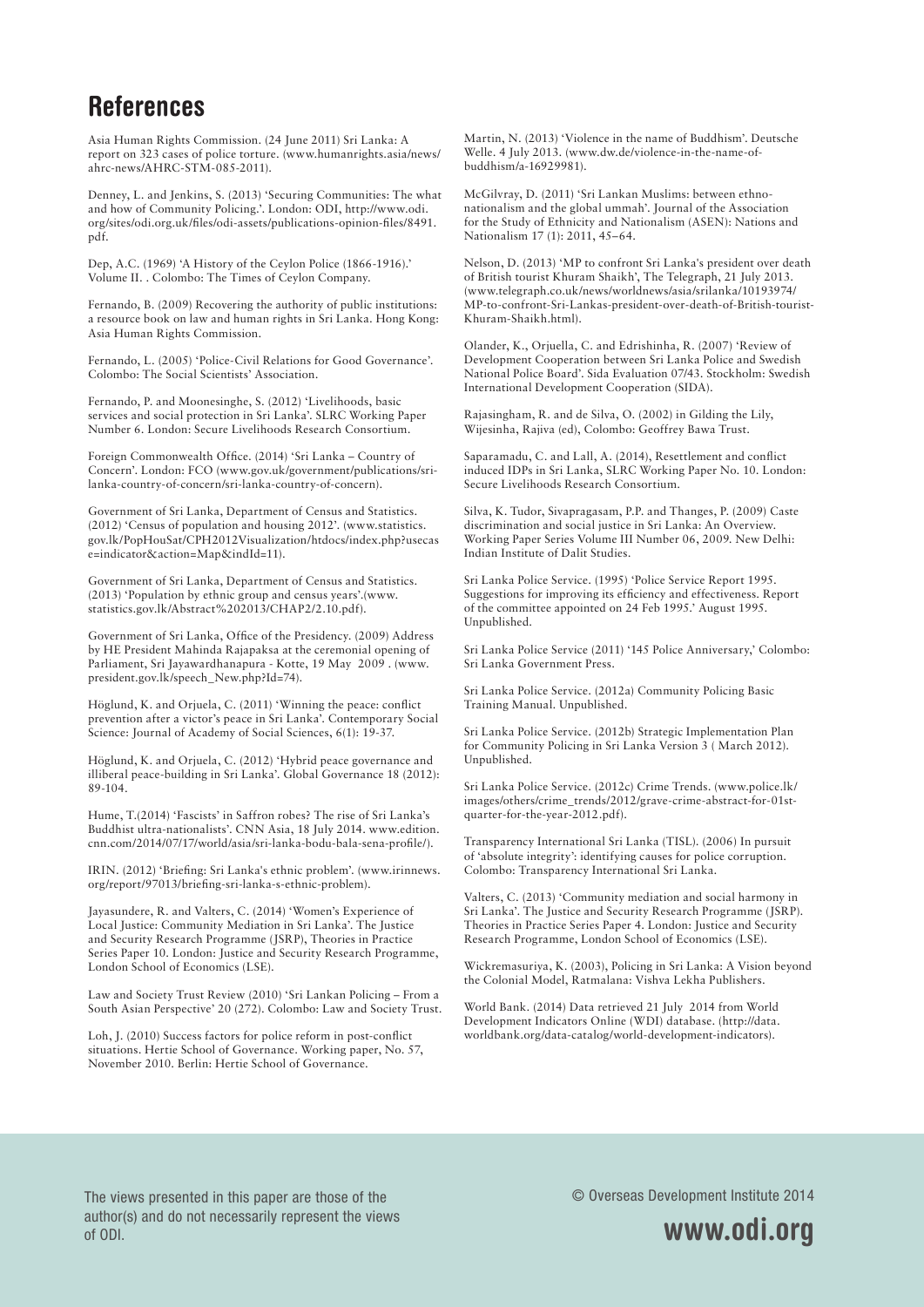# References

Asia Human Rights Commission. (24 June 2011) Sri Lanka: A report on 323 cases of police torture. (www.humanrights.asia/news/ahrc-news/AHRC-STM-085-2011).

Denney, L. and Jenkins, S. (2013) 'Securing Communities: The what and how of Community Policing.'. London: ODI, http://www.odi.org/sites/odi.org.uk/files/odi-assets/publications-opinion-files/8491.pdf.

Dep, A.C. (1969) 'A History of the Ceylon Police (1866-1916).' Volume II. . Colombo: The Times of Ceylon Company.

Fernando, B. (2009) Recovering the authority of public institutions: a resource book on law and human rights in Sri Lanka. Hong Kong: Asia Human Rights Commission.

Fernando, L. (2005) 'Police-Civil Relations for Good Governance'. Colombo: The Social Scientists' Association.

Fernando, P. and Moonesinghe, S. (2012) 'Livelihoods, basic services and social protection in Sri Lanka'. SLRC Working Paper Number 6. London: Secure Livelihoods Research Consortium.

Foreign Commonwealth Office. (2014) 'Sri Lanka – Country of Concern'. London: FCO (www.gov.uk/government/publications/sri-lanka-country-of-concern/sri-lanka-country-of-concern).

Government of Sri Lanka, Department of Census and Statistics. (2012) 'Census of population and housing 2012'. (www.statistics.gov.lk/PopHouSat/CPH2012Visualization/htdocs/index.php?usecase=indicator&action=Map&indId=11).

Government of Sri Lanka, Department of Census and Statistics. (2013) 'Population by ethnic group and census years'.(www.statistics.gov.lk/Abstract%202013/CHAP2/2.10.pdf).

Government of Sri Lanka, Office of the Presidency. (2009) Address by HE President Mahinda Rajapaksa at the ceremonial opening of Parliament, Sri Jayawardhanapura - Kotte, 19 May 2009 . (www.president.gov.lk/speech_New.php?Id=74).

Höglund, K. and Orjuela, C. (2011) 'Winning the peace: conflict prevention after a victor's peace in Sri Lanka'. Contemporary Social Science: Journal of Academy of Social Sciences, 6(1): 19-37.

Höglund, K. and Orjuela, C. (2012) 'Hybrid peace governance and illiberal peace-building in Sri Lanka'. Global Governance 18 (2012): 89-104.

Hume, T.(2014) 'Fascists' in Saffron robes? The rise of Sri Lanka's Buddhist ultra-nationalists'. CNN Asia, 18 July 2014. www.edition.cnn.com/2014/07/17/world/asia/sri-lanka-bodu-bala-sena-profile/).

IRIN. (2012) 'Briefing: Sri Lanka's ethnic problem'. (www.irinnews.org/report/97013/briefing-sri-lanka-s-ethnic-problem).

Jayasundere, R. and Valters, C. (2014) 'Women's Experience of Local Justice: Community Mediation in Sri Lanka'. The Justice and Security Research Programme (JSRP), Theories in Practice Series Paper 10. London: Justice and Security Research Programme, London School of Economics (LSE).

Law and Society Trust Review (2010) 'Sri Lankan Policing – From a South Asian Perspective' 20 (272). Colombo: Law and Society Trust.

Loh, J. (2010) Success factors for police reform in post-conflict situations. Hertie School of Governance. Working paper, No. 57, November 2010. Berlin: Hertie School of Governance.

Martin, N. (2013) 'Violence in the name of Buddhism'. Deutsche Welle. 4 July 2013. (www.dw.de/violence-in-the-name-of-buddhism/a-16929981).

McGilvray, D. (2011) 'Sri Lankan Muslims: between ethno-nationalism and the global ummah'. Journal of the Association for the Study of Ethnicity and Nationalism (ASEN): Nations and Nationalism 17 (1): 2011, 45–64.

Nelson, D. (2013) 'MP to confront Sri Lanka's president over death of British tourist Khuram Shaikh', The Telegraph, 21 July 2013. (www.telegraph.co.uk/news/worldnews/asia/srilanka/10193974/MP-to-confront-Sri-Lankas-president-over-death-of-British-tourist-Khuram-Shaikh.html).

Olander, K., Orjuella, C. and Edrishinha, R. (2007) 'Review of Development Cooperation between Sri Lanka Police and Swedish National Police Board'. Sida Evaluation 07/43. Stockholm: Swedish International Development Cooperation (SIDA).

Rajasingham, R. and de Silva, O. (2002) in Gilding the Lily, Wijesinha, Rajiva (ed), Colombo: Geoffrey Bawa Trust.

Saparamadu, C. and Lall, A. (2014), Resettlement and conflict induced IDPs in Sri Lanka, SLRC Working Paper No. 10. London: Secure Livelihoods Research Consortium.

Silva, K. Tudor, Sivapragasam, P.P. and Thanges, P. (2009) Caste discrimination and social justice in Sri Lanka: An Overview. Working Paper Series Volume III Number 06, 2009. New Delhi: Indian Institute of Dalit Studies.

Sri Lanka Police Service. (1995) 'Police Service Report 1995. Suggestions for improving its efficiency and effectiveness. Report of the committee appointed on 24 Feb 1995.' August 1995. Unpublished.

Sri Lanka Police Service (2011) '145 Police Anniversary,' Colombo: Sri Lanka Government Press.

Sri Lanka Police Service. (2012a) Community Policing Basic Training Manual. Unpublished.

Sri Lanka Police Service. (2012b) Strategic Implementation Plan for Community Policing in Sri Lanka Version 3 ( March 2012). Unpublished.

Sri Lanka Police Service. (2012c) Crime Trends. (www.police.lk/images/others/crime_trends/2012/grave-crime-abstract-for-01st-quarter-for-the-year-2012.pdf).

Transparency International Sri Lanka (TISL). (2006) In pursuit of 'absolute integrity': identifying causes for police corruption. Colombo: Transparency International Sri Lanka.

Valters, C. (2013) 'Community mediation and social harmony in Sri Lanka'. The Justice and Security Research Programme (JSRP). Theories in Practice Series Paper 4. London: Justice and Security Research Programme, London School of Economics (LSE).

Wickremasuriya, K. (2003), Policing in Sri Lanka: A Vision beyond the Colonial Model, Ratmalana: Vishva Lekha Publishers.

World Bank. (2014) Data retrieved 21 July 2014 from World Development Indicators Online (WDI) database. (http://data.worldbank.org/data-catalog/world-development-indicators).

The views presented in this paper are those of the author(s) and do not necessarily represent the views of ODI.

© Overseas Development Institute 2014

**www.odi.org**